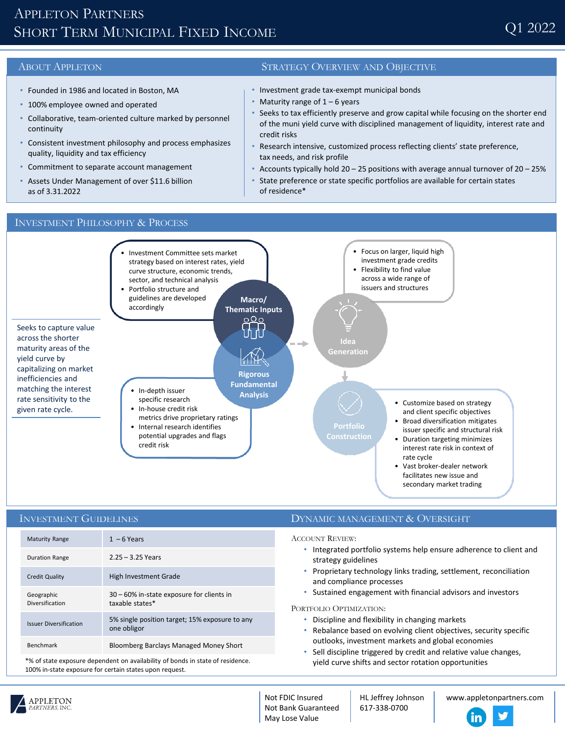# Appleton Partners
## Short Term Municipal Fixed Income

Q1 2022

## About Appleton

- Founded in 1986 and located in Boston, MA
- 100% employee owned and operated
- Collaborative, team-oriented culture marked by personnel continuity
- Consistent investment philosophy and process emphasizes quality, liquidity and tax efficiency
- Commitment to separate account management
- Assets Under Management of over $11.6 billion as of 3.31.2022

## Strategy Overview and Objective

- Investment grade tax-exempt municipal bonds
- Maturity range of 1 – 6 years
- Seeks to tax efficiently preserve and grow capital while focusing on the shorter end of the muni yield curve with disciplined management of liquidity, interest rate and credit risks
- Research intensive, customized process reflecting clients' state preference, tax needs, and risk profile
- Accounts typically hold 20 – 25 positions with average annual turnover of 20 – 25%
- State preference or state specific portfolios are available for certain states of residence*

## Investment Philosophy & Process

Seeks to capture value across the shorter maturity areas of the yield curve by capitalizing on market inefficiencies and matching the interest rate sensitivity to the given rate cycle.

**Macro/ Thematic Inputs**

- Investment Committee sets market strategy based on interest rates, yield curve structure, economic trends, sector, and technical analysis
- Portfolio structure and guidelines are developed accordingly

**Rigorous Fundamental Analysis**

- In-depth issuer specific research
- In-house credit risk metrics drive proprietary ratings
- Internal research identifies potential upgrades and flags credit risk

**Idea Generation**

- Focus on larger, liquid high investment grade credits
- Flexibility to find value across a wide range of issuers and structures

**Portfolio Construction**

- Customize based on strategy and client specific objectives
- Broad diversification mitigates issuer specific and structural risk
- Duration targeting minimizes interest rate risk in context of rate cycle
- Vast broker-dealer network facilitates new issue and secondary market trading

## Investment Guidelines

| | |
|---|---|
| Maturity Range | 1 – 6 Years |
| Duration Range | 2.25 – 3.25 Years |
| Credit Quality | High Investment Grade |
| Geographic Diversification | 30 – 60% in-state exposure for clients in taxable states* |
| Issuer Diversification | 5% single position target; 15% exposure to any one obligor |
| Benchmark | Bloomberg Barclays Managed Money Short |

*% of state exposure dependent on availability of bonds in state of residence. 100% in-state exposure for certain states upon request.

## Dynamic Management & Oversight

### Account Review:

- Integrated portfolio systems help ensure adherence to client and strategy guidelines
- Proprietary technology links trading, settlement, reconciliation and compliance processes
- Sustained engagement with financial advisors and investors

### Portfolio Optimization:

- Discipline and flexibility in changing markets
- Rebalance based on evolving client objectives, security specific outlooks, investment markets and global economies
- Sell discipline triggered by credit and relative value changes, yield curve shifts and sector rotation opportunities

Appleton Partners, Inc.

Not FDIC Insured
Not Bank Guaranteed
May Lose Value

HL Jeffrey Johnson
617-338-0700

www.appletonpartners.com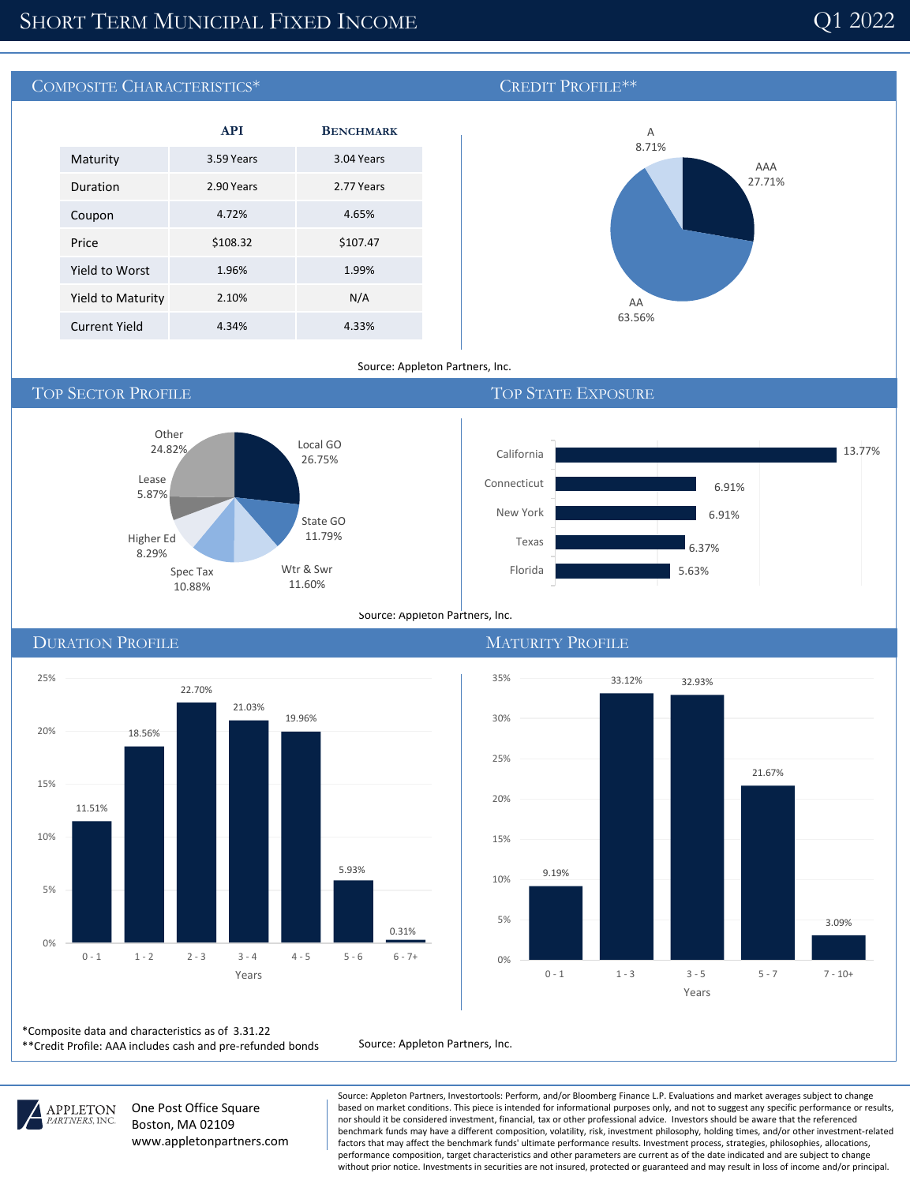# Short Term Municipal Fixed Income

Q1 2022

## Composite Characteristics*

| | API | Benchmark |
|---|---|---|
| Maturity | 3.59 Years | 3.04 Years |
| Duration | 2.90 Years | 2.77 Years |
| Coupon | 4.72% | 4.65% |
| Price | $108.32 | $107.47 |
| Yield to Worst | 1.96% | 1.99% |
| Yield to Maturity | 2.10% | N/A |
| Current Yield | 4.34% | 4.33% |

## Credit Profile**

A
8.71%

AAA
27.71%

AA
63.56%

Source: Appleton Partners, Inc.

## Top Sector Profile

Other
24.82%

Local GO
26.75%

Lease
5.87%

State GO
11.79%

Higher Ed
8.29%

Spec Tax
10.88%

Wtr & Swr
11.60%

## Top State Exposure

California
13.77%

Connecticut
6.91%

New York
6.91%

Texas
6.37%

Florida
5.63%

Source: Appleton Partners, Inc.

## Duration Profile

25%
20%
15%
10%
5%
0%

0 - 1
11.51%

1 - 2
18.56%

2 - 3
22.70%

3 - 4
21.03%

4 - 5
19.96%

5 - 6
5.93%

6 - 7+
0.31%

Years

## Maturity Profile

35%
30%
25%
20%
15%
10%
5%
0%

0 - 1
9.19%

1 - 3
33.12%

3 - 5
32.93%

5 - 7
21.67%

7 - 10+
3.09%

Years

*Composite data and characteristics as of 3.31.22

**Credit Profile: AAA includes cash and pre-refunded bonds

Source: Appleton Partners, Inc.

APPLETON PARTNERS, INC.

One Post Office Square
Boston, MA 02109
www.appletonpartners.com

Source: Appleton Partners, Investortools: Perform, and/or Bloomberg Finance L.P. Evaluations and market averages subject to change based on market conditions. This piece is intended for informational purposes only, and not to suggest any specific performance or results, nor should it be considered investment, financial, tax or other professional advice. Investors should be aware that the referenced benchmark funds may have a different composition, volatility, risk, investment philosophy, holding times, and/or other investment-related factors that may affect the benchmark funds' ultimate performance results. Investment process, strategies, philosophies, allocations, performance composition, target characteristics and other parameters are current as of the date indicated and are subject to change without prior notice. Investments in securities are not insured, protected or guaranteed and may result in loss of income and/or principal.